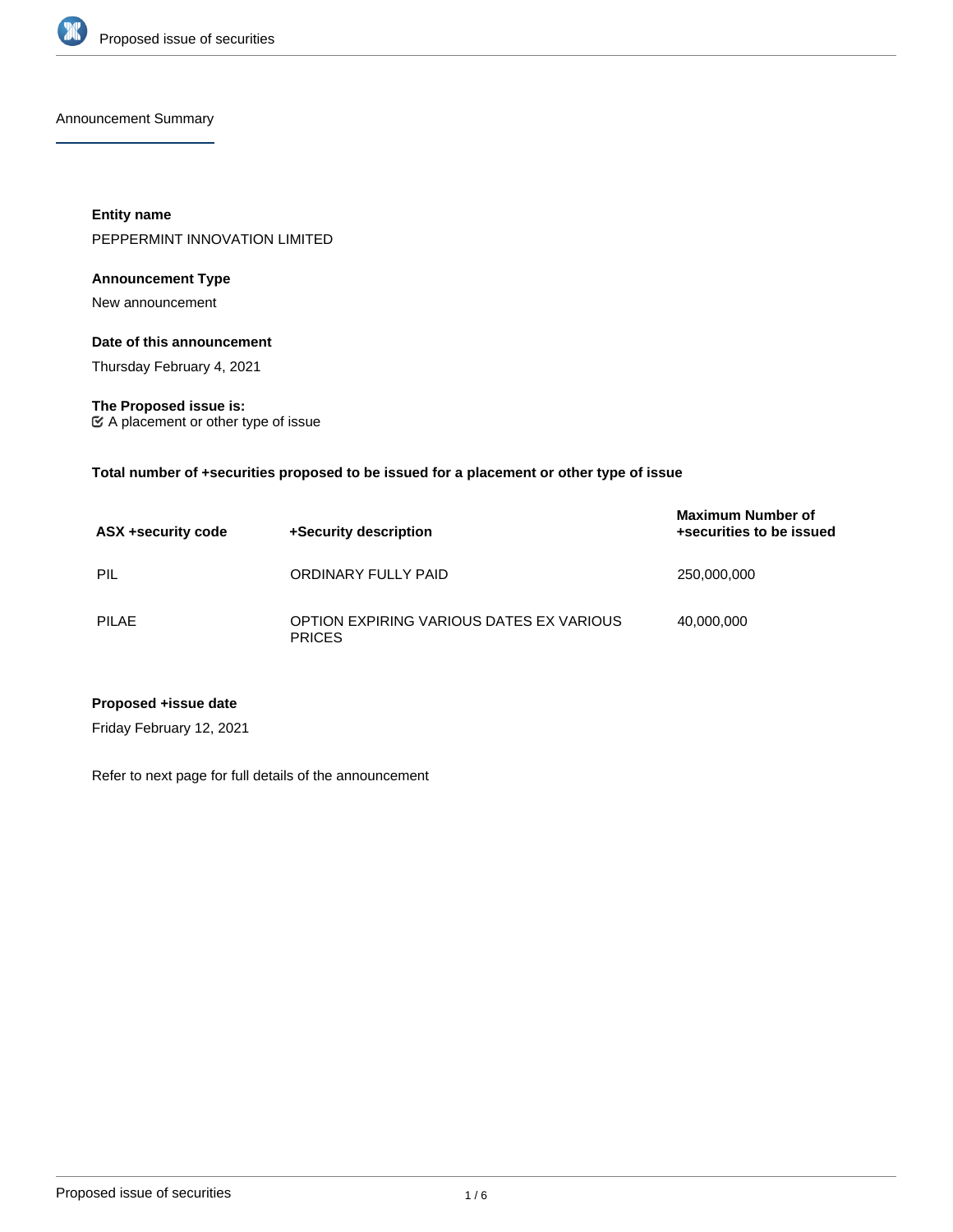## Announcement Summary

**Entity name**

PEPPERMINT INNOVATION LIMITED

**Announcement Type**

New announcement

**Date of this announcement**

Thursday February 4, 2021

**The Proposed issue is:**

☑ A placement or other type of issue

**Total number of +securities proposed to be issued for a placement or other type of issue**

| ASX +security code | +Security description | Maximum Number of +securities to be issued |
|---|---|---|
| PIL | ORDINARY FULLY PAID | 250,000,000 |
| PILAE | OPTION EXPIRING VARIOUS DATES EX VARIOUS PRICES | 40,000,000 |

**Proposed +issue date**

Friday February 12, 2021

Refer to next page for full details of the announcement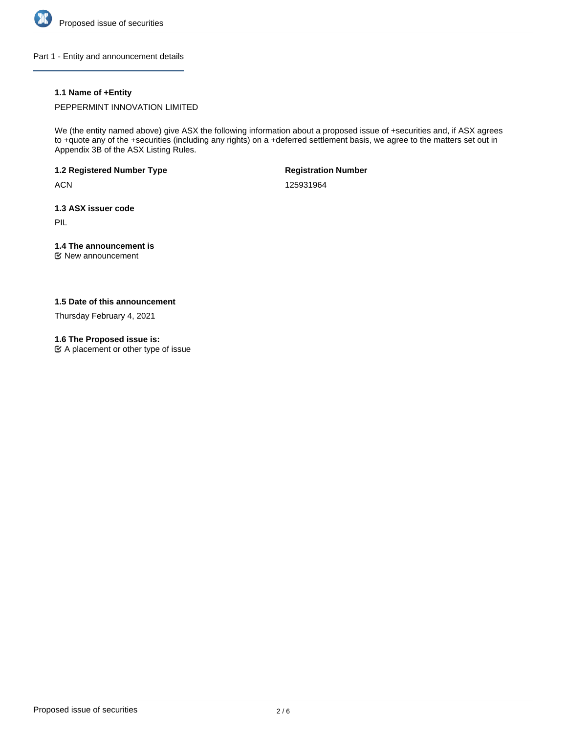## Part 1 - Entity and announcement details

### 1.1 Name of +Entity

PEPPERMINT INNOVATION LIMITED

We (the entity named above) give ASX the following information about a proposed issue of +securities and, if ASX agrees to +quote any of the +securities (including any rights) on a +deferred settlement basis, we agree to the matters set out in Appendix 3B of the ASX Listing Rules.

**1.2 Registered Number Type**

ACN

**Registration Number**

125931964

**1.3 ASX issuer code**

PIL

**1.4 The announcement is**

☑ New announcement

**1.5 Date of this announcement**

Thursday February 4, 2021

**1.6 The Proposed issue is:**

☑ A placement or other type of issue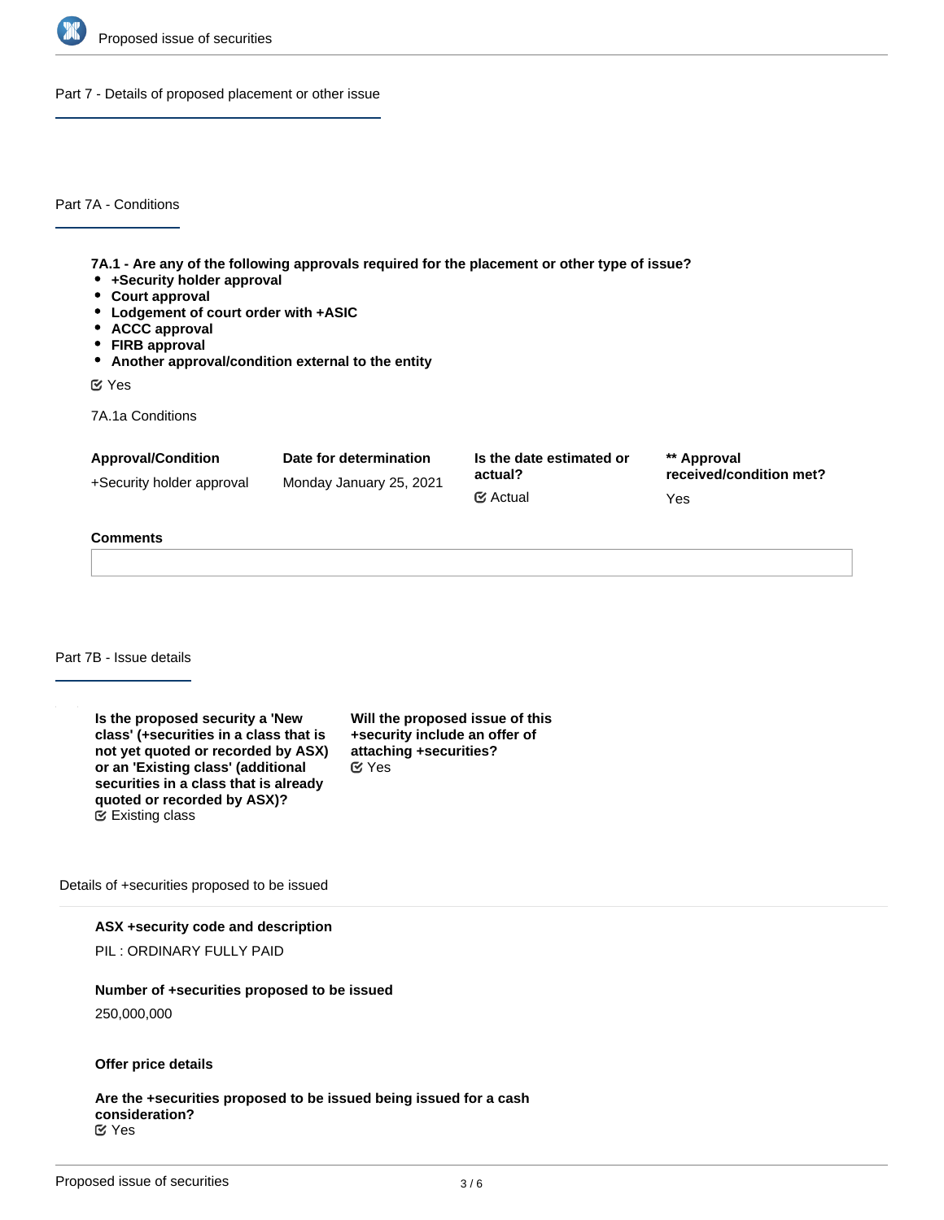## Part 7 - Details of proposed placement or other issue

### Part 7A - Conditions

**7A.1 - Are any of the following approvals required for the placement or other type of issue?**

- **+Security holder approval**
- **Court approval**
- **Lodgement of court order with +ASIC**
- **ACCC approval**
- **FIRB approval**
- **Another approval/condition external to the entity**

Yes

7A.1a Conditions

| Approval/Condition | Date for determination | Is the date estimated or actual? | ** Approval received/condition met? |
|---|---|---|---|
| +Security holder approval | Monday January 25, 2021 | Actual | Yes |

**Comments**

### Part 7B - Issue details

**Is the proposed security a 'New class' (+securities in a class that is not yet quoted or recorded by ASX) or an 'Existing class' (additional securities in a class that is already quoted or recorded by ASX)?**
Existing class

**Will the proposed issue of this +security include an offer of attaching +securities?**
Yes

Details of +securities proposed to be issued

**ASX +security code and description**

PIL : ORDINARY FULLY PAID

**Number of +securities proposed to be issued**

250,000,000

**Offer price details**

**Are the +securities proposed to be issued being issued for a cash consideration?**
Yes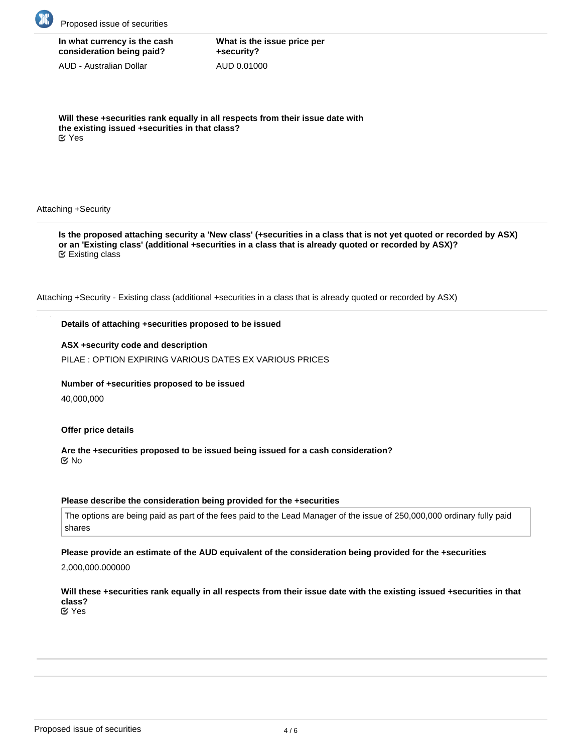**In what currency is the cash consideration being paid?**

AUD - Australian Dollar

**What is the issue price per +security?**

AUD 0.01000

**Will these +securities rank equally in all respects from their issue date with the existing issued +securities in that class?**

Yes

Attaching +Security

**Is the proposed attaching security a 'New class' (+securities in a class that is not yet quoted or recorded by ASX) or an 'Existing class' (additional +securities in a class that is already quoted or recorded by ASX)?**

Existing class

Attaching +Security - Existing class (additional +securities in a class that is already quoted or recorded by ASX)

**Details of attaching +securities proposed to be issued**

**ASX +security code and description**

PILAE : OPTION EXPIRING VARIOUS DATES EX VARIOUS PRICES

**Number of +securities proposed to be issued**

40,000,000

**Offer price details**

**Are the +securities proposed to be issued being issued for a cash consideration?**

No

**Please describe the consideration being provided for the +securities**

The options are being paid as part of the fees paid to the Lead Manager of the issue of 250,000,000 ordinary fully paid shares

**Please provide an estimate of the AUD equivalent of the consideration being provided for the +securities**

2,000,000.000000

**Will these +securities rank equally in all respects from their issue date with the existing issued +securities in that class?**

Yes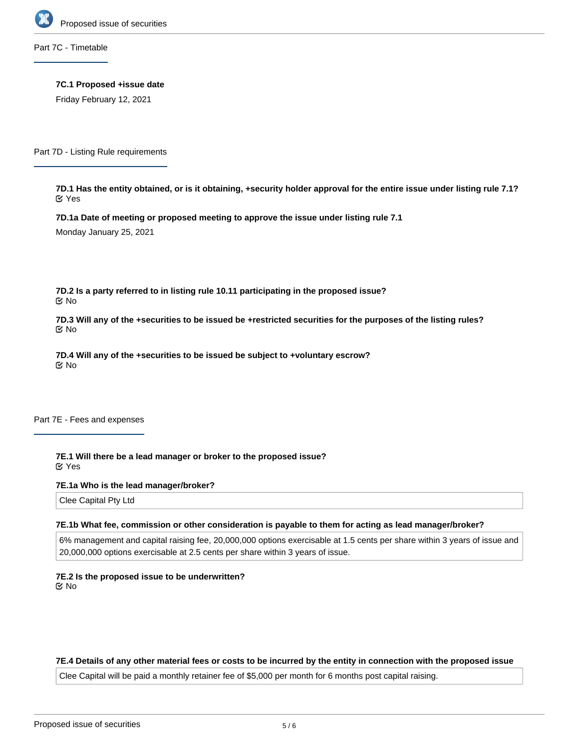## Part 7C - Timetable

**7C.1 Proposed +issue date**

Friday February 12, 2021

## Part 7D - Listing Rule requirements

**7D.1 Has the entity obtained, or is it obtaining, +security holder approval for the entire issue under listing rule 7.1?**

Yes

**7D.1a Date of meeting or proposed meeting to approve the issue under listing rule 7.1**

Monday January 25, 2021

**7D.2 Is a party referred to in listing rule 10.11 participating in the proposed issue?**

No

**7D.3 Will any of the +securities to be issued be +restricted securities for the purposes of the listing rules?**

No

**7D.4 Will any of the +securities to be issued be subject to +voluntary escrow?**

No

## Part 7E - Fees and expenses

**7E.1 Will there be a lead manager or broker to the proposed issue?**

Yes

**7E.1a Who is the lead manager/broker?**

Clee Capital Pty Ltd

**7E.1b What fee, commission or other consideration is payable to them for acting as lead manager/broker?**

6% management and capital raising fee, 20,000,000 options exercisable at 1.5 cents per share within 3 years of issue and 20,000,000 options exercisable at 2.5 cents per share within 3 years of issue.

**7E.2 Is the proposed issue to be underwritten?**

No

**7E.4 Details of any other material fees or costs to be incurred by the entity in connection with the proposed issue**

Clee Capital will be paid a monthly retainer fee of $5,000 per month for 6 months post capital raising.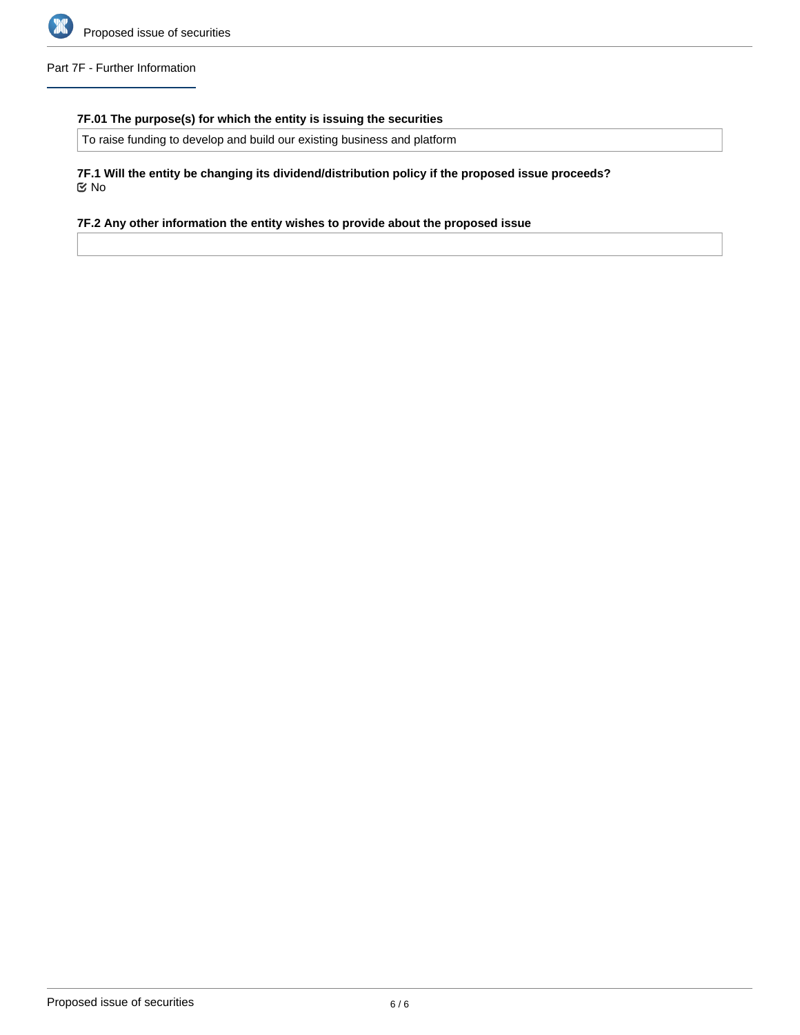## Part 7F - Further Information

**7F.01 The purpose(s) for which the entity is issuing the securities**

To raise funding to develop and build our existing business and platform

**7F.1 Will the entity be changing its dividend/distribution policy if the proposed issue proceeds?**

☑ No

**7F.2 Any other information the entity wishes to provide about the proposed issue**